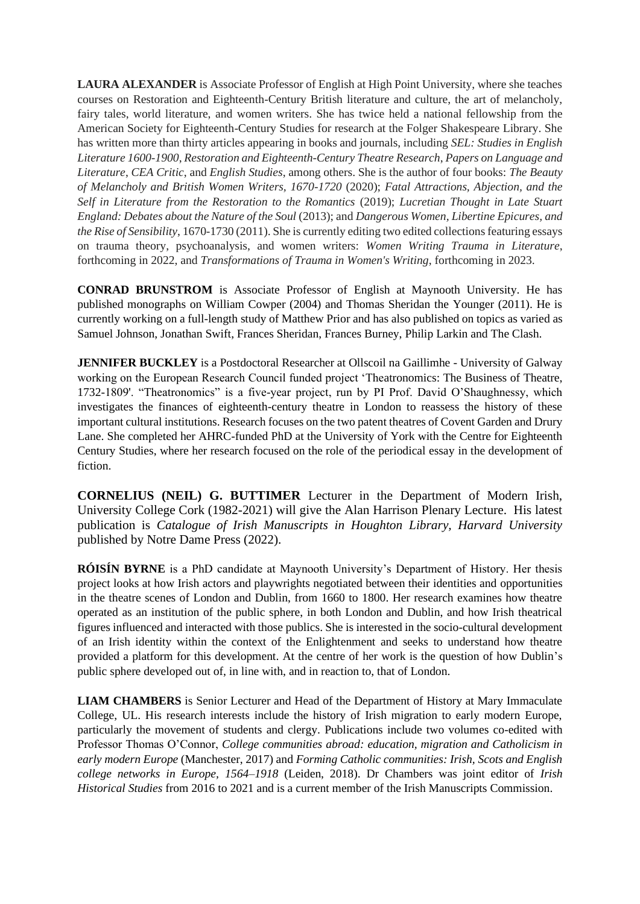**LAURA ALEXANDER** is Associate Professor of English at High Point University, where she teaches courses on Restoration and Eighteenth-Century British literature and culture, the art of melancholy, fairy tales, world literature, and women writers. She has twice held a national fellowship from the American Society for Eighteenth-Century Studies for research at the Folger Shakespeare Library. She has written more than thirty articles appearing in books and journals, including *SEL: Studies in English Literature 1600-1900*, *Restoration and Eighteenth-Century Theatre Research*, *Papers on Language and Literature*, *CEA Critic*, and *English Studies*, among others. She is the author of four books: *The Beauty of Melancholy and British Women Writers, 1670-1720* (2020); *Fatal Attractions, Abjection, and the Self in Literature from the Restoration to the Romantics* (2019); *Lucretian Thought in Late Stuart England: Debates about the Nature of the Soul* (2013); and *Dangerous Women, Libertine Epicures, and the Rise of Sensibility*, 1670-1730 (2011). She is currently editing two edited collections featuring essays on trauma theory, psychoanalysis, and women writers: *Women Writing Trauma in Literature*, forthcoming in 2022, and *Transformations of Trauma in Women's Writing*, forthcoming in 2023.

**CONRAD BRUNSTROM** is Associate Professor of English at Maynooth University. He has published monographs on William Cowper (2004) and Thomas Sheridan the Younger (2011). He is currently working on a full-length study of Matthew Prior and has also published on topics as varied as Samuel Johnson, Jonathan Swift, Frances Sheridan, Frances Burney, Philip Larkin and The Clash.

**JENNIFER BUCKLEY** is a Postdoctoral Researcher at Ollscoil na Gaillimhe - University of Galway working on the European Research Council funded project 'Theatronomics: The Business of Theatre, 1732-1809'. "Theatronomics" is a five-year project, run by PI Prof. David O'Shaughnessy, which investigates the finances of eighteenth-century theatre in London to reassess the history of these important cultural institutions. Research focuses on the two patent theatres of Covent Garden and Drury Lane. She completed her AHRC-funded PhD at the University of York with the Centre for Eighteenth Century Studies, where her research focused on the role of the periodical essay in the development of fiction.

**CORNELIUS (NEIL) G. BUTTIMER** Lecturer in the Department of Modern Irish, University College Cork (1982-2021) will give the Alan Harrison Plenary Lecture. His latest publication is *Catalogue of Irish Manuscripts in Houghton Library, Harvard University* published by Notre Dame Press (2022).

**RÓISÍN BYRNE** is a PhD candidate at Maynooth University's Department of History. Her thesis project looks at how Irish actors and playwrights negotiated between their identities and opportunities in the theatre scenes of London and Dublin, from 1660 to 1800. Her research examines how theatre operated as an institution of the public sphere, in both London and Dublin, and how Irish theatrical figures influenced and interacted with those publics. She is interested in the socio-cultural development of an Irish identity within the context of the Enlightenment and seeks to understand how theatre provided a platform for this development. At the centre of her work is the question of how Dublin's public sphere developed out of, in line with, and in reaction to, that of London.

**LIAM CHAMBERS** is Senior Lecturer and Head of the Department of History at Mary Immaculate College, UL. His research interests include the history of Irish migration to early modern Europe, particularly the movement of students and clergy. Publications include two volumes co-edited with Professor Thomas O'Connor, *College communities abroad: education, migration and Catholicism in early modern Europe* (Manchester, 2017) and *Forming Catholic communities: Irish, Scots and English college networks in Europe, 1564–1918* (Leiden, 2018). Dr Chambers was joint editor of *Irish Historical Studies* from 2016 to 2021 and is a current member of the Irish Manuscripts Commission.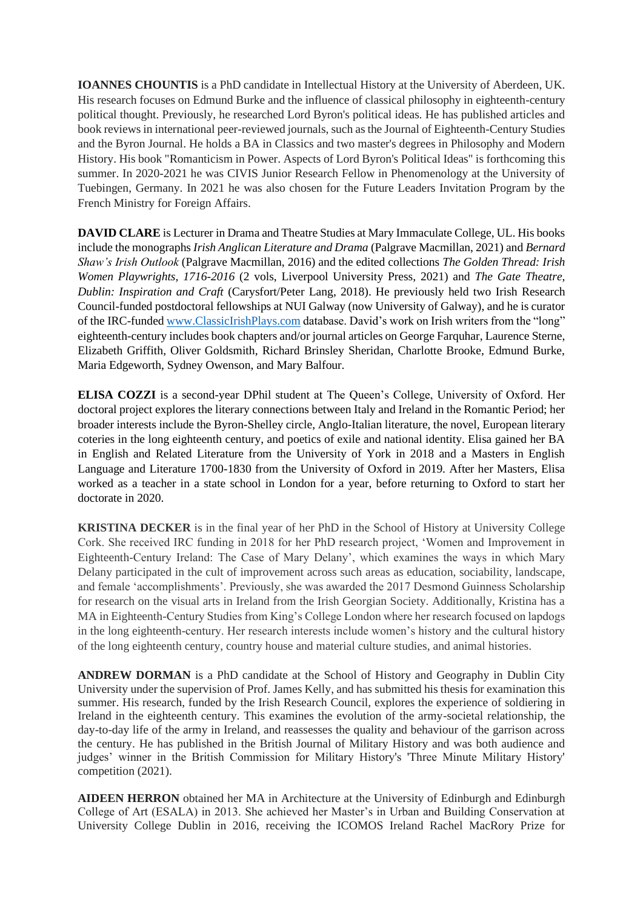**IOANNES CHOUNTIS** is a PhD candidate in Intellectual History at the University of Aberdeen, UK. His research focuses on Edmund Burke and the influence of classical philosophy in eighteenth-century political thought. Previously, he researched Lord Byron's political ideas. He has published articles and book reviews in international peer-reviewed journals, such as the Journal of Eighteenth-Century Studies and the Byron Journal. He holds a BA in Classics and two master's degrees in Philosophy and Modern History. His book "Romanticism in Power. Aspects of Lord Byron's Political Ideas" is forthcoming this summer. In 2020-2021 he was CIVIS Junior Research Fellow in Phenomenology at the University of Tuebingen, Germany. In 2021 he was also chosen for the Future Leaders Invitation Program by the French Ministry for Foreign Affairs.

**DAVID CLARE** is Lecturer in Drama and Theatre Studies at Mary Immaculate College, UL. His books include the monographs *Irish Anglican Literature and Drama* (Palgrave Macmillan, 2021) and *Bernard Shaw's Irish Outlook* (Palgrave Macmillan, 2016) and the edited collections *The Golden Thread: Irish Women Playwrights, 1716-2016* (2 vols, Liverpool University Press, 2021) and *The Gate Theatre, Dublin: Inspiration and Craft* (Carysfort/Peter Lang, 2018). He previously held two Irish Research Council-funded postdoctoral fellowships at NUI Galway (now University of Galway), and he is curator of the IRC-funded www.ClassicIrishPlays.com database. David's work on Irish writers from the "long" eighteenth-century includes book chapters and/or journal articles on George Farquhar, Laurence Sterne, Elizabeth Griffith, Oliver Goldsmith, Richard Brinsley Sheridan, Charlotte Brooke, Edmund Burke, Maria Edgeworth, Sydney Owenson, and Mary Balfour.

**ELISA COZZI** is a second-year DPhil student at The Queen's College, University of Oxford. Her doctoral project explores the literary connections between Italy and Ireland in the Romantic Period; her broader interests include the Byron-Shelley circle, Anglo-Italian literature, the novel, European literary coteries in the long eighteenth century, and poetics of exile and national identity. Elisa gained her BA in English and Related Literature from the University of York in 2018 and a Masters in English Language and Literature 1700-1830 from the University of Oxford in 2019. After her Masters, Elisa worked as a teacher in a state school in London for a year, before returning to Oxford to start her doctorate in 2020.

**KRISTINA DECKER** is in the final year of her PhD in the School of History at University College Cork. She received IRC funding in 2018 for her PhD research project, 'Women and Improvement in Eighteenth-Century Ireland: The Case of Mary Delany', which examines the ways in which Mary Delany participated in the cult of improvement across such areas as education, sociability, landscape, and female 'accomplishments'. Previously, she was awarded the 2017 Desmond Guinness Scholarship for research on the visual arts in Ireland from the Irish Georgian Society. Additionally, Kristina has a MA in Eighteenth-Century Studies from King's College London where her research focused on lapdogs in the long eighteenth-century. Her research interests include women's history and the cultural history of the long eighteenth century, country house and material culture studies, and animal histories.

**ANDREW DORMAN** is a PhD candidate at the School of History and Geography in Dublin City University under the supervision of Prof. James Kelly, and has submitted his thesis for examination this summer. His research, funded by the Irish Research Council, explores the experience of soldiering in Ireland in the eighteenth century. This examines the evolution of the army-societal relationship, the day-to-day life of the army in Ireland, and reassesses the quality and behaviour of the garrison across the century. He has published in the British Journal of Military History and was both audience and judges' winner in the British Commission for Military History's 'Three Minute Military History' competition (2021).

**AIDEEN HERRON** obtained her MA in Architecture at the University of Edinburgh and Edinburgh College of Art (ESALA) in 2013. She achieved her Master's in Urban and Building Conservation at University College Dublin in 2016, receiving the ICOMOS Ireland Rachel MacRory Prize for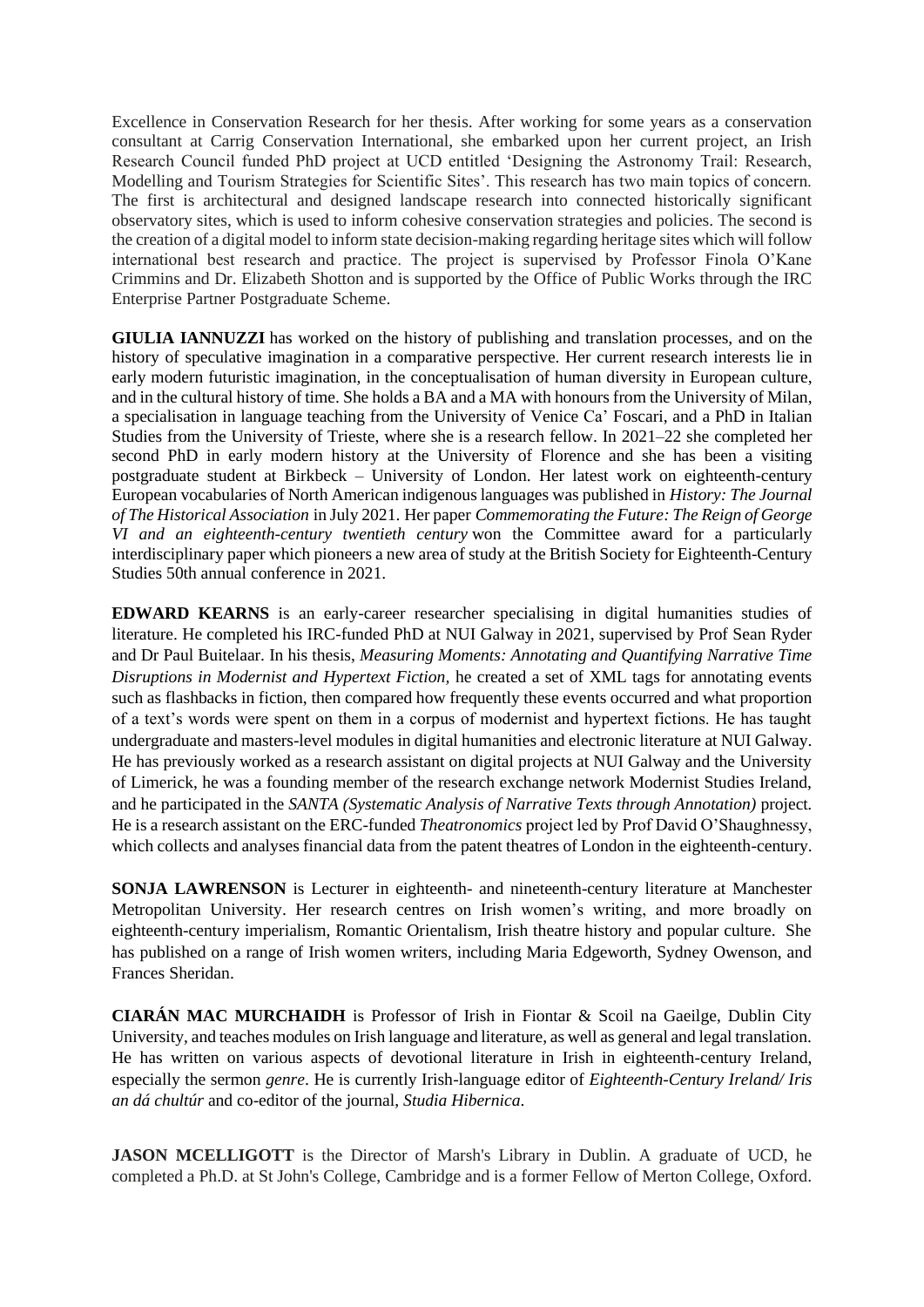Excellence in Conservation Research for her thesis. After working for some years as a conservation consultant at Carrig Conservation International, she embarked upon her current project, an Irish Research Council funded PhD project at UCD entitled 'Designing the Astronomy Trail: Research, Modelling and Tourism Strategies for Scientific Sites'. This research has two main topics of concern. The first is architectural and designed landscape research into connected historically significant observatory sites, which is used to inform cohesive conservation strategies and policies. The second is the creation of a digital model to inform state decision-making regarding heritage sites which will follow international best research and practice. The project is supervised by Professor Finola O'Kane Crimmins and Dr. Elizabeth Shotton and is supported by the Office of Public Works through the IRC Enterprise Partner Postgraduate Scheme.

**GIULIA IANNUZZI** has worked on the history of publishing and translation processes, and on the history of speculative imagination in a comparative perspective. Her current research interests lie in early modern futuristic imagination, in the conceptualisation of human diversity in European culture, and in the cultural history of time. She holds a BA and a MA with honours from the University of Milan, a specialisation in language teaching from the University of Venice Ca' Foscari, and a PhD in Italian Studies from the University of Trieste, where she is a research fellow. In 2021–22 she completed her second PhD in early modern history at the University of Florence and she has been a visiting postgraduate student at Birkbeck – University of London. Her latest work on eighteenth-century European vocabularies of North American indigenous languages was published in *History: The Journal of The Historical Association* in July 2021. Her paper *Commemorating the Future: The Reign of George VI and an eighteenth-century twentieth century* won the Committee award for a particularly interdisciplinary paper which pioneers a new area of study at the British Society for Eighteenth-Century Studies 50th annual conference in 2021.

**EDWARD KEARNS** is an early-career researcher specialising in digital humanities studies of literature. He completed his IRC-funded PhD at NUI Galway in 2021, supervised by Prof Sean Ryder and Dr Paul Buitelaar. In his thesis, *Measuring Moments: Annotating and Quantifying Narrative Time Disruptions in Modernist and Hypertext Fiction*, he created a set of XML tags for annotating events such as flashbacks in fiction, then compared how frequently these events occurred and what proportion of a text's words were spent on them in a corpus of modernist and hypertext fictions. He has taught undergraduate and masters-level modules in digital humanities and electronic literature at NUI Galway. He has previously worked as a research assistant on digital projects at NUI Galway and the University of Limerick, he was a founding member of the research exchange network Modernist Studies Ireland, and he participated in the *SANTA (Systematic Analysis of Narrative Texts through Annotation)* project. He is a research assistant on the ERC-funded *Theatronomics* project led by Prof David O'Shaughnessy, which collects and analyses financial data from the patent theatres of London in the eighteenth-century.

**SONJA LAWRENSON** is Lecturer in eighteenth- and nineteenth-century literature at Manchester Metropolitan University. Her research centres on Irish women's writing, and more broadly on eighteenth-century imperialism, Romantic Orientalism, Irish theatre history and popular culture. She has published on a range of Irish women writers, including Maria Edgeworth, Sydney Owenson, and Frances Sheridan.

**CIARÁN MAC MURCHAIDH** is Professor of Irish in Fiontar & Scoil na Gaeilge, Dublin City University, and teaches modules on Irish language and literature, as well as general and legal translation. He has written on various aspects of devotional literature in Irish in eighteenth-century Ireland, especially the sermon *genre*. He is currently Irish-language editor of *Eighteenth-Century Ireland/ Iris an dá chultúr* and co-editor of the journal, *Studia Hibernica*.

**JASON MCELLIGOTT** is the Director of Marsh's Library in Dublin. A graduate of UCD, he completed a Ph.D. at St John's College, Cambridge and is a former Fellow of Merton College, Oxford.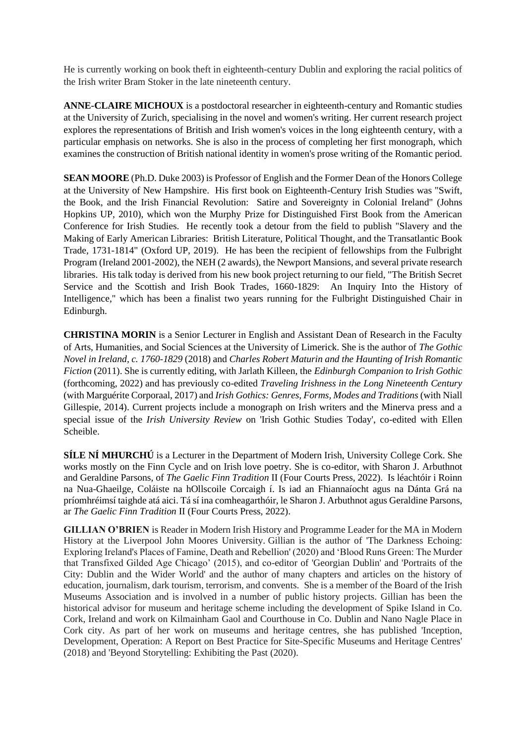He is currently working on book theft in eighteenth-century Dublin and exploring the racial politics of the Irish writer Bram Stoker in the late nineteenth century.

**ANNE-CLAIRE MICHOUX** is a postdoctoral researcher in eighteenth-century and Romantic studies at the University of Zurich, specialising in the novel and women's writing. Her current research project explores the representations of British and Irish women's voices in the long eighteenth century, with a particular emphasis on networks. She is also in the process of completing her first monograph, which examines the construction of British national identity in women's prose writing of the Romantic period.

**SEAN MOORE** (Ph.D. Duke 2003) is Professor of English and the Former Dean of the Honors College at the University of New Hampshire. His first book on Eighteenth-Century Irish Studies was "Swift, the Book, and the Irish Financial Revolution: Satire and Sovereignty in Colonial Ireland" (Johns Hopkins UP, 2010), which won the Murphy Prize for Distinguished First Book from the American Conference for Irish Studies. He recently took a detour from the field to publish "Slavery and the Making of Early American Libraries: British Literature, Political Thought, and the Transatlantic Book Trade, 1731-1814" (Oxford UP, 2019). He has been the recipient of fellowships from the Fulbright Program (Ireland 2001-2002), the NEH (2 awards), the Newport Mansions, and several private research libraries. His talk today is derived from his new book project returning to our field, "The British Secret Service and the Scottish and Irish Book Trades, 1660-1829: An Inquiry Into the History of Intelligence," which has been a finalist two years running for the Fulbright Distinguished Chair in Edinburgh.

**CHRISTINA MORIN** is a Senior Lecturer in English and Assistant Dean of Research in the Faculty of Arts, Humanities, and Social Sciences at the University of Limerick. She is the author of *The Gothic Novel in Ireland, c. 1760-1829* (2018) and *Charles Robert Maturin and the Haunting of Irish Romantic Fiction* (2011). She is currently editing, with Jarlath Killeen, the *Edinburgh Companion to Irish Gothic* (forthcoming, 2022) and has previously co-edited *Traveling Irishness in the Long Nineteenth Century* (with Marguérite Corporaal, 2017) and *Irish Gothics: Genres, Forms, Modes and Traditions* (with Niall Gillespie, 2014). Current projects include a monograph on Irish writers and the Minerva press and a special issue of the *Irish University Review* on 'Irish Gothic Studies Today', co-edited with Ellen Scheible.

**SÍLE NÍ MHURCHÚ** is a Lecturer in the Department of Modern Irish, University College Cork. She works mostly on the Finn Cycle and on Irish love poetry. She is co-editor, with Sharon J. Arbuthnot and Geraldine Parsons, of *The Gaelic Finn Tradition* II (Four Courts Press, 2022). Is léachtóir i Roinn na Nua-Ghaeilge, Coláiste na hOllscoile Corcaigh í. Is iad an Fhiannaíocht agus na Dánta Grá na príomhréimsí taighde atá aici. Tá sí ina comheagarthóir, le Sharon J. Arbuthnot agus Geraldine Parsons, ar *The Gaelic Finn Tradition* II (Four Courts Press, 2022).

**GILLIAN O'BRIEN** is Reader in Modern Irish History and Programme Leader for the MA in Modern History at the Liverpool John Moores University. Gillian is the author of 'The Darkness Echoing: Exploring Ireland's Places of Famine, Death and Rebellion' (2020) and 'Blood Runs Green: The Murder that Transfixed Gilded Age Chicago' (2015), and co-editor of 'Georgian Dublin' and 'Portraits of the City: Dublin and the Wider World' and the author of many chapters and articles on the history of education, journalism, dark tourism, terrorism, and convents. She is a member of the Board of the Irish Museums Association and is involved in a number of public history projects. Gillian has been the historical advisor for museum and heritage scheme including the development of Spike Island in Co. Cork, Ireland and work on Kilmainham Gaol and Courthouse in Co. Dublin and Nano Nagle Place in Cork city. As part of her work on museums and heritage centres, she has published 'Inception, Development, Operation: A Report on Best Practice for Site-Specific Museums and Heritage Centres' (2018) and 'Beyond Storytelling: Exhibiting the Past (2020).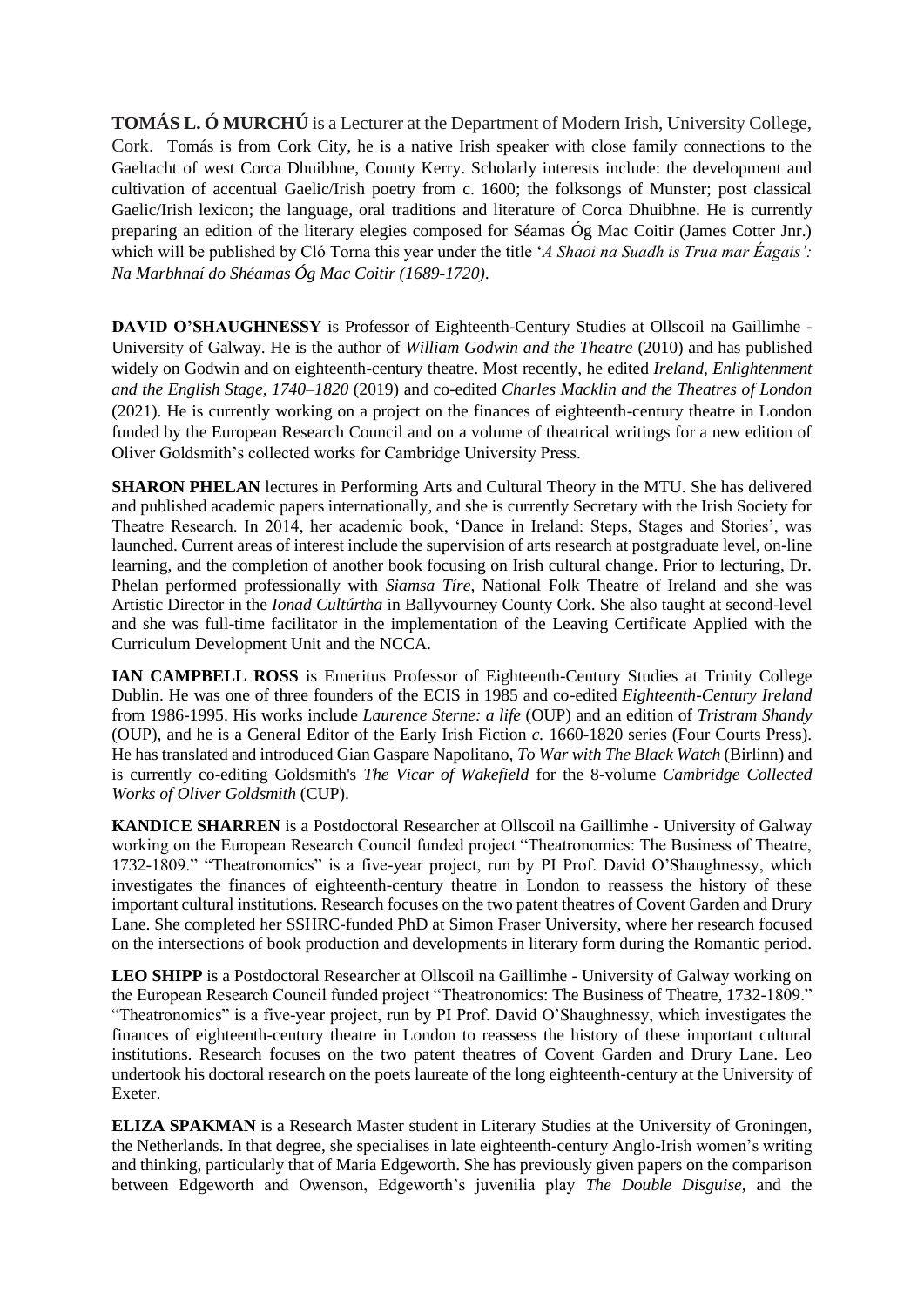**TOMÁS L. Ó MURCHÚ** is a Lecturer at the Department of Modern Irish, University College, Cork. Tomás is from Cork City, he is a native Irish speaker with close family connections to the Gaeltacht of west Corca Dhuibhne, County Kerry. Scholarly interests include: the development and cultivation of accentual Gaelic/Irish poetry from c. 1600; the folksongs of Munster; post classical Gaelic/Irish lexicon; the language, oral traditions and literature of Corca Dhuibhne. He is currently preparing an edition of the literary elegies composed for Séamas Óg Mac Coitir (James Cotter Jnr.) which will be published by Cló Torna this year under the title '*A Shaoi na Suadh is Trua mar Éagais': Na Marbhnaí do Shéamas Óg Mac Coitir (1689-1720)*.

**DAVID O'SHAUGHNESSY** is Professor of Eighteenth-Century Studies at Ollscoil na Gaillimhe - University of Galway. He is the author of *William Godwin and the Theatre* (2010) and has published widely on Godwin and on eighteenth-century theatre. Most recently, he edited *Ireland, Enlightenment and the English Stage, 1740–1820* (2019) and co-edited *Charles Macklin and the Theatres of London* (2021). He is currently working on a project on the finances of eighteenth-century theatre in London funded by the European Research Council and on a volume of theatrical writings for a new edition of Oliver Goldsmith's collected works for Cambridge University Press.

**SHARON PHELAN** lectures in Performing Arts and Cultural Theory in the MTU. She has delivered and published academic papers internationally, and she is currently Secretary with the Irish Society for Theatre Research. In 2014, her academic book, 'Dance in Ireland: Steps, Stages and Stories', was launched. Current areas of interest include the supervision of arts research at postgraduate level, on-line learning, and the completion of another book focusing on Irish cultural change. Prior to lecturing, Dr. Phelan performed professionally with *Siamsa Tíre*, National Folk Theatre of Ireland and she was Artistic Director in the *Ionad Cultúrtha* in Ballyvourney County Cork. She also taught at second-level and she was full-time facilitator in the implementation of the Leaving Certificate Applied with the Curriculum Development Unit and the NCCA.

**IAN CAMPBELL ROSS** is Emeritus Professor of Eighteenth-Century Studies at Trinity College Dublin. He was one of three founders of the ECIS in 1985 and co-edited *Eighteenth-Century Ireland* from 1986-1995. His works include *Laurence Sterne: a life* (OUP) and an edition of *Tristram Shandy* (OUP), and he is a General Editor of the Early Irish Fiction *c.* 1660-1820 series (Four Courts Press). He has translated and introduced Gian Gaspare Napolitano, *To War with The Black Watch* (Birlinn) and is currently co-editing Goldsmith's *The Vicar of Wakefield* for the 8-volume *Cambridge Collected Works of Oliver Goldsmith* (CUP).

**KANDICE SHARREN** is a Postdoctoral Researcher at Ollscoil na Gaillimhe - University of Galway working on the European Research Council funded project "Theatronomics: The Business of Theatre, 1732-1809." "Theatronomics" is a five-year project, run by PI Prof. David O'Shaughnessy, which investigates the finances of eighteenth-century theatre in London to reassess the history of these important cultural institutions. Research focuses on the two patent theatres of Covent Garden and Drury Lane. She completed her SSHRC-funded PhD at Simon Fraser University, where her research focused on the intersections of book production and developments in literary form during the Romantic period.

**LEO SHIPP** is a Postdoctoral Researcher at Ollscoil na Gaillimhe - University of Galway working on the European Research Council funded project "Theatronomics: The Business of Theatre, 1732-1809." "Theatronomics" is a five-year project, run by PI Prof. David O'Shaughnessy, which investigates the finances of eighteenth-century theatre in London to reassess the history of these important cultural institutions. Research focuses on the two patent theatres of Covent Garden and Drury Lane. Leo undertook his doctoral research on the poets laureate of the long eighteenth-century at the University of Exeter.

**ELIZA SPAKMAN** is a Research Master student in Literary Studies at the University of Groningen, the Netherlands. In that degree, she specialises in late eighteenth-century Anglo-Irish women's writing and thinking, particularly that of Maria Edgeworth. She has previously given papers on the comparison between Edgeworth and Owenson, Edgeworth's juvenilia play *The Double Disguise*, and the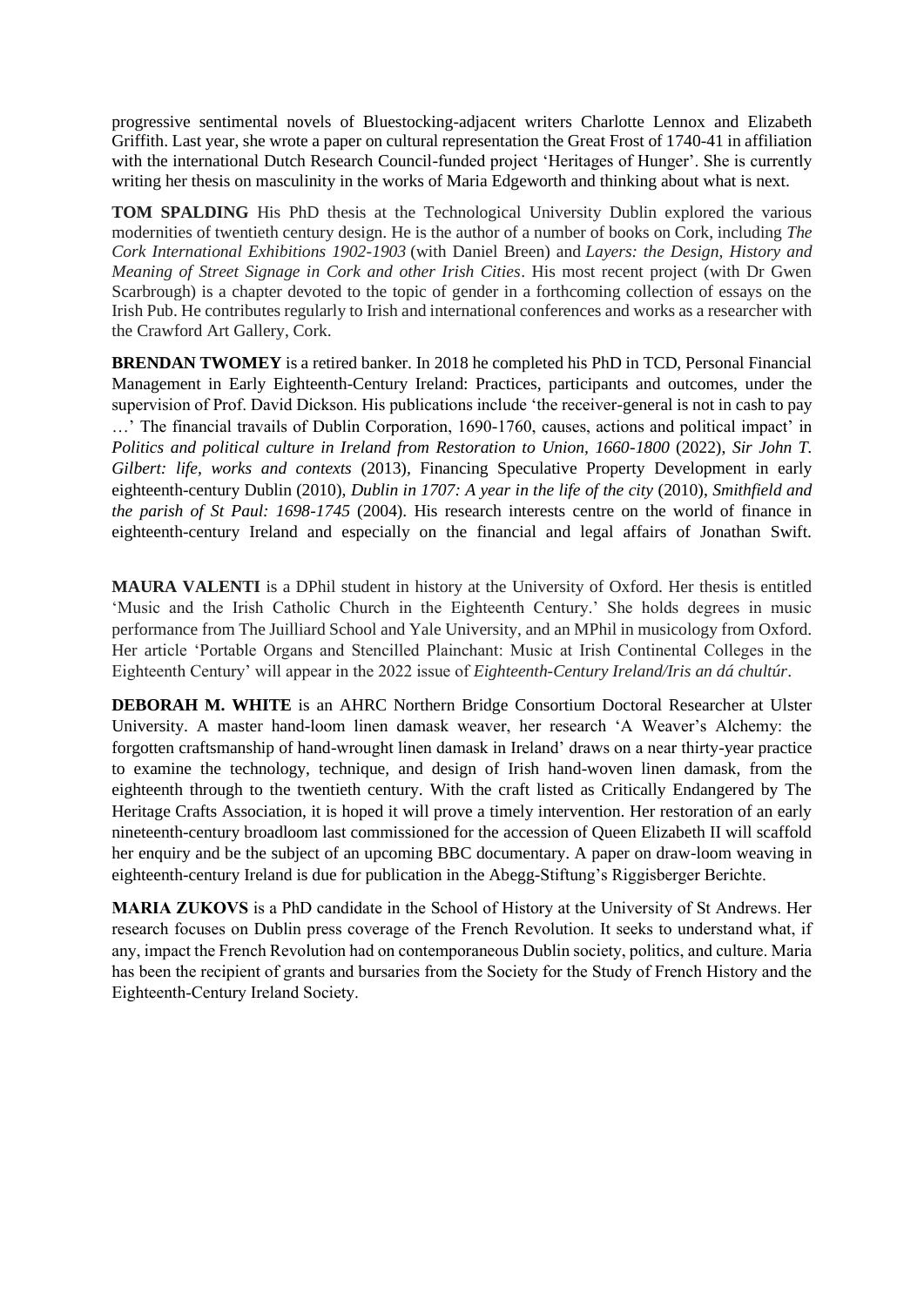progressive sentimental novels of Bluestocking-adjacent writers Charlotte Lennox and Elizabeth Griffith. Last year, she wrote a paper on cultural representation the Great Frost of 1740-41 in affiliation with the international Dutch Research Council-funded project 'Heritages of Hunger'. She is currently writing her thesis on masculinity in the works of Maria Edgeworth and thinking about what is next.

**TOM SPALDING** His PhD thesis at the Technological University Dublin explored the various modernities of twentieth century design. He is the author of a number of books on Cork, including *The Cork International Exhibitions 1902-1903* (with Daniel Breen) and *Layers: the Design, History and Meaning of Street Signage in Cork and other Irish Cities*. His most recent project (with Dr Gwen Scarbrough) is a chapter devoted to the topic of gender in a forthcoming collection of essays on the Irish Pub. He contributes regularly to Irish and international conferences and works as a researcher with the Crawford Art Gallery, Cork.

**BRENDAN TWOMEY** is a retired banker. In 2018 he completed his PhD in TCD, Personal Financial Management in Early Eighteenth-Century Ireland: Practices, participants and outcomes, under the supervision of Prof. David Dickson. His publications include 'the receiver-general is not in cash to pay …' The financial travails of Dublin Corporation, 1690-1760, causes, actions and political impact' in *Politics and political culture in Ireland from Restoration to Union, 1660-1800* (2022), *Sir John T. Gilbert: life, works and contexts* (2013), Financing Speculative Property Development in early eighteenth-century Dublin (2010), *Dublin in 1707: A year in the life of the city* (2010), *Smithfield and the parish of St Paul: 1698-1745* (2004). His research interests centre on the world of finance in eighteenth-century Ireland and especially on the financial and legal affairs of Jonathan Swift.

**MAURA VALENTI** is a DPhil student in history at the University of Oxford. Her thesis is entitled 'Music and the Irish Catholic Church in the Eighteenth Century.' She holds degrees in music performance from The Juilliard School and Yale University, and an MPhil in musicology from Oxford. Her article 'Portable Organs and Stencilled Plainchant: Music at Irish Continental Colleges in the Eighteenth Century' will appear in the 2022 issue of *Eighteenth-Century Ireland/Iris an dá chultúr*.

**DEBORAH M. WHITE** is an AHRC Northern Bridge Consortium Doctoral Researcher at Ulster University. A master hand-loom linen damask weaver, her research 'A Weaver's Alchemy: the forgotten craftsmanship of hand-wrought linen damask in Ireland' draws on a near thirty-year practice to examine the technology, technique, and design of Irish hand-woven linen damask, from the eighteenth through to the twentieth century. With the craft listed as Critically Endangered by The Heritage Crafts Association, it is hoped it will prove a timely intervention. Her restoration of an early nineteenth-century broadloom last commissioned for the accession of Queen Elizabeth II will scaffold her enquiry and be the subject of an upcoming BBC documentary. A paper on draw-loom weaving in eighteenth-century Ireland is due for publication in the Abegg-Stiftung's Riggisberger Berichte.

**MARIA ZUKOVS** is a PhD candidate in the School of History at the University of St Andrews. Her research focuses on Dublin press coverage of the French Revolution. It seeks to understand what, if any, impact the French Revolution had on contemporaneous Dublin society, politics, and culture. Maria has been the recipient of grants and bursaries from the Society for the Study of French History and the Eighteenth-Century Ireland Society.